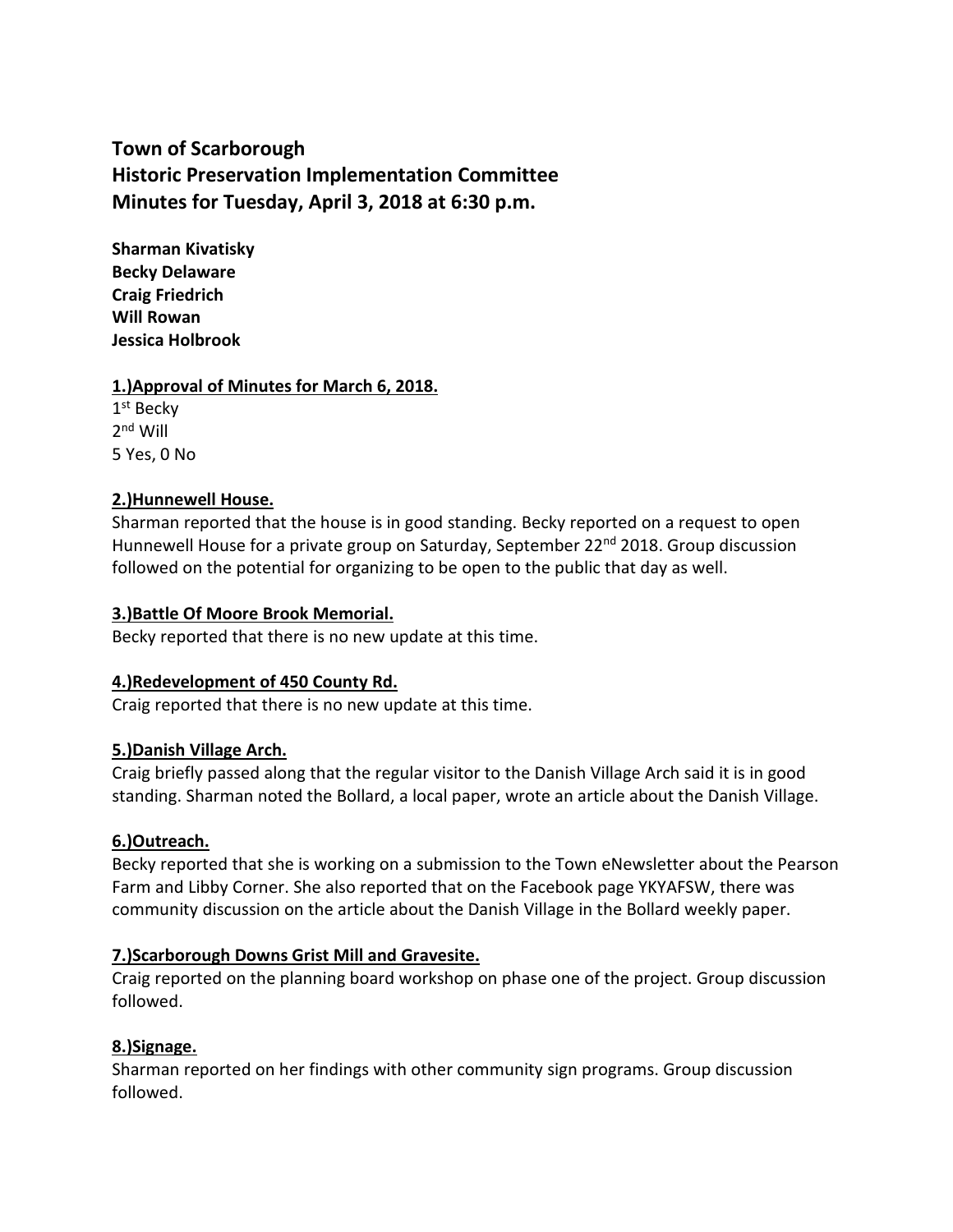# Town of Scarborough
# Historic Preservation Implementation Committee
# Minutes for Tuesday, April 3, 2018 at 6:30 p.m.

**Sharman Kivatisky**
**Becky Delaware**
**Craig Friedrich**
**Will Rowan**
**Jessica Holbrook**

**1.)Approval of Minutes for March 6, 2018.**

1st Becky
2nd Will
5 Yes, 0 No

**2.)Hunnewell House.**

Sharman reported that the house is in good standing. Becky reported on a request to open Hunnewell House for a private group on Saturday, September 22nd 2018. Group discussion followed on the potential for organizing to be open to the public that day as well.

**3.)Battle Of Moore Brook Memorial.**

Becky reported that there is no new update at this time.

**4.)Redevelopment of 450 County Rd.**

Craig reported that there is no new update at this time.

**5.)Danish Village Arch.**

Craig briefly passed along that the regular visitor to the Danish Village Arch said it is in good standing. Sharman noted the Bollard, a local paper, wrote an article about the Danish Village.

**6.)Outreach.**

Becky reported that she is working on a submission to the Town eNewsletter about the Pearson Farm and Libby Corner. She also reported that on the Facebook page YKYAFSW, there was community discussion on the article about the Danish Village in the Bollard weekly paper.

**7.)Scarborough Downs Grist Mill and Gravesite.**

Craig reported on the planning board workshop on phase one of the project. Group discussion followed.

**8.)Signage.**

Sharman reported on her findings with other community sign programs. Group discussion followed.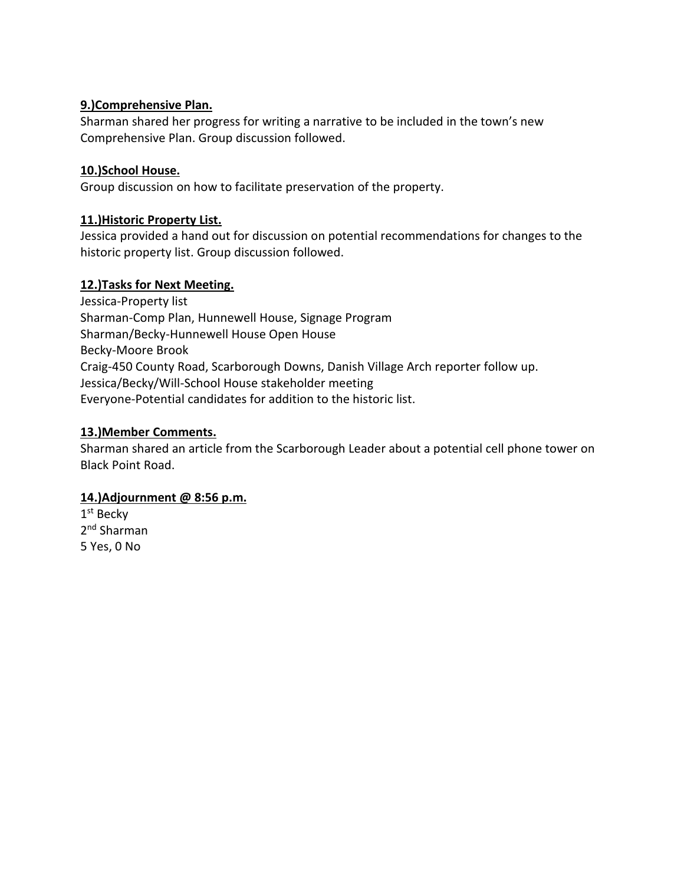**9.)Comprehensive Plan.**
Sharman shared her progress for writing a narrative to be included in the town's new Comprehensive Plan. Group discussion followed.

**10.)School House.**
Group discussion on how to facilitate preservation of the property.

**11.)Historic Property List.**
Jessica provided a hand out for discussion on potential recommendations for changes to the historic property list. Group discussion followed.

**12.)Tasks for Next Meeting.**
Jessica-Property list
Sharman-Comp Plan, Hunnewell House, Signage Program
Sharman/Becky-Hunnewell House Open House
Becky-Moore Brook
Craig-450 County Road, Scarborough Downs, Danish Village Arch reporter follow up.
Jessica/Becky/Will-School House stakeholder meeting
Everyone-Potential candidates for addition to the historic list.

**13.)Member Comments.**
Sharman shared an article from the Scarborough Leader about a potential cell phone tower on Black Point Road.

**14.)Adjournment @ 8:56 p.m.**
1st Becky
2nd Sharman
5 Yes, 0 No